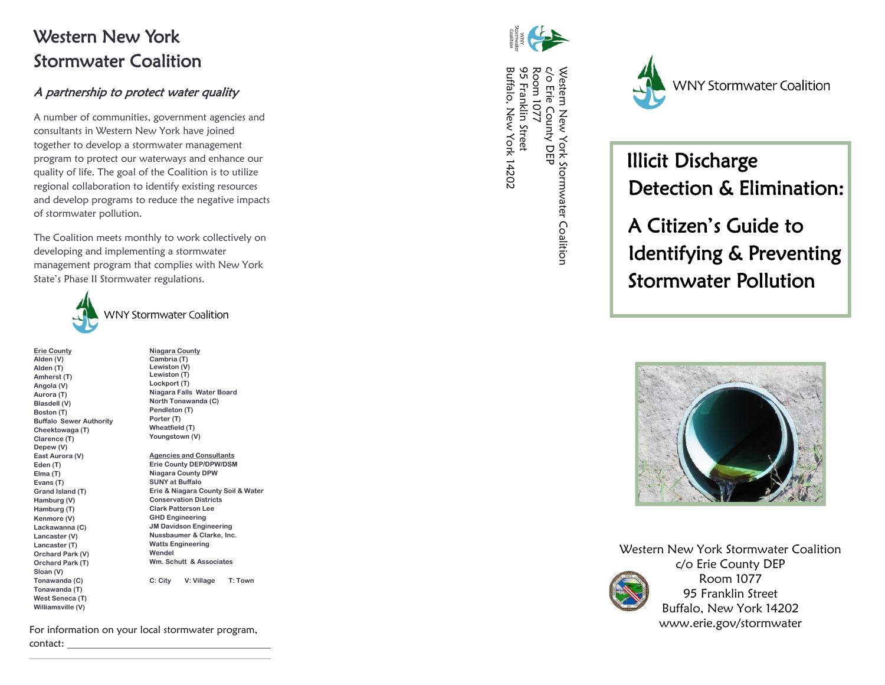# Western New York Stormwater Coalition

## *A partnership to protect water quality*

A number of communities, government agencies and consultants in Western New York have joined together to develop a stormwater management program to protect our waterways and enhance our quality of life. The goal of the Coalition is to utilize regional collaboration to identify existing resources and develop programs to reduce the negative impacts of stormwater pollution.

The Coalition meets monthly to work collectively on developing and implementing a stormwater management program that complies with New York State's Phase II Stormwater regulations.

WNY Stormwater Coalition

**Erie County**
- Alden (V)
- Alden (T)
- Amherst (T)
- Angola (V)
- Aurora (T)
- Blasdell (V)
- Boston (T)
- Buffalo Sewer Authority
- Cheektowaga (T)
- Clarence (T)
- Depew (V)
- East Aurora (V)
- Eden (T)
- Elma (T)
- Evans (T)
- Grand Island (T)
- Hamburg (V)
- Hamburg (T)
- Kenmore (V)
- Lackawanna (C)
- Lancaster (V)
- Lancaster (T)
- Orchard Park (V)
- Orchard Park (T)
- Sloan (V)
- Tonawanda (C)
- Tonawanda (T)
- West Seneca (T)
- Williamsville (V)

**Niagara County**
- Cambria (T)
- Lewiston (V)
- Lewiston (T)
- Lockport (T)
- Niagara Falls Water Board
- North Tonawanda (C)
- Pendleton (T)
- Porter (T)
- Wheatfield (T)
- Youngstown (V)

**Agencies and Consultants**
- Erie County DEP/DPW/DSM
- Niagara County DPW
- SUNY at Buffalo
- Erie & Niagara County Soil & Water Conservation Districts
- Clark Patterson Lee
- GHD Engineering
- JM Davidson Engineering
- Nussbaumer & Clarke, Inc.
- Watts Engineering
- Wendel
- Wm. Schutt & Associates

C: City V: Village T: Town

For information on your local stormwater program, contact: ______________________________

WNY Stormwater Coalition

Western New York Stormwater Coalition
c/o Erie County DEP
Room 1077
95 Franklin Street
Buffalo, New York 14202

WNY Stormwater Coalition

# Illicit Discharge Detection & Elimination:

# A Citizen's Guide to Identifying & Preventing Stormwater Pollution

Western New York Stormwater Coalition
c/o Erie County DEP
Room 1077
95 Franklin Street
Buffalo, New York 14202
www.erie.gov/stormwater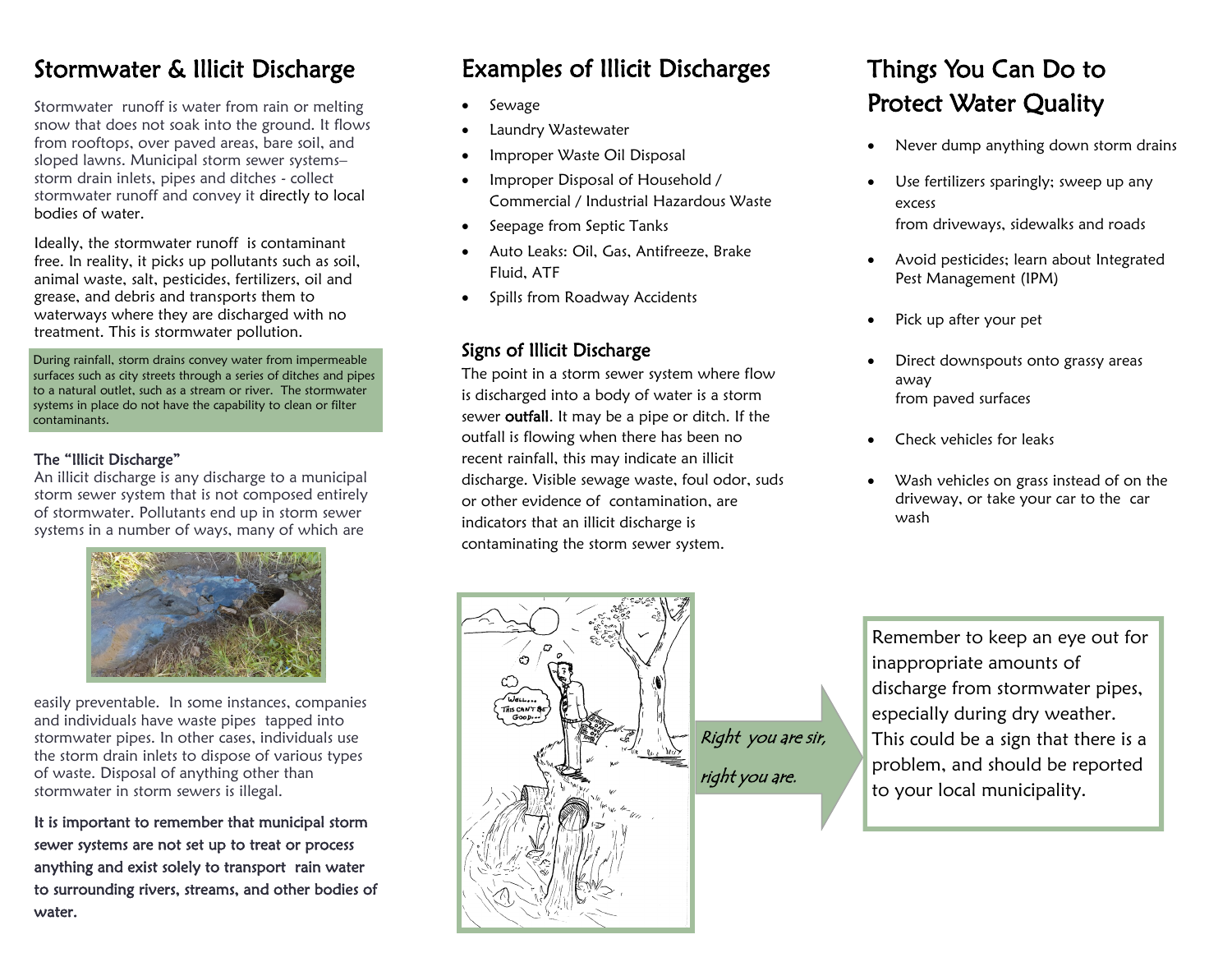## Stormwater & Illicit Discharge

Stormwater runoff is water from rain or melting snow that does not soak into the ground. It flows from rooftops, over paved areas, bare soil, and sloped lawns. Municipal storm sewer systems– storm drain inlets, pipes and ditches - collect stormwater runoff and convey it directly to local bodies of water.

Ideally, the stormwater runoff is contaminant free. In reality, it picks up pollutants such as soil, animal waste, salt, pesticides, fertilizers, oil and grease, and debris and transports them to waterways where they are discharged with no treatment. This is stormwater pollution.

During rainfall, storm drains convey water from impermeable surfaces such as city streets through a series of ditches and pipes to a natural outlet, such as a stream or river. The stormwater systems in place do not have the capability to clean or filter contaminants.

### The "Illicit Discharge"

An illicit discharge is any discharge to a municipal storm sewer system that is not composed entirely of stormwater. Pollutants end up in storm sewer systems in a number of ways, many of which are easily preventable. In some instances, companies and individuals have waste pipes tapped into stormwater pipes. In other cases, individuals use the storm drain inlets to dispose of various types of waste. Disposal of anything other than stormwater in storm sewers is illegal.

**It is important to remember that municipal storm sewer systems are not set up to treat or process anything and exist solely to transport rain water to surrounding rivers, streams, and other bodies of water.**

## Examples of Illicit Discharges

- Sewage
- Laundry Wastewater
- Improper Waste Oil Disposal
- Improper Disposal of Household / Commercial / Industrial Hazardous Waste
- Seepage from Septic Tanks
- Auto Leaks: Oil, Gas, Antifreeze, Brake Fluid, ATF
- Spills from Roadway Accidents

### Signs of Illicit Discharge

The point in a storm sewer system where flow is discharged into a body of water is a storm sewer **outfall**. It may be a pipe or ditch. If the outfall is flowing when there has been no recent rainfall, this may indicate an illicit discharge. Visible sewage waste, foul odor, suds or other evidence of contamination, are indicators that an illicit discharge is contaminating the storm sewer system.

*Right you are sir, right you are.*

## Things You Can Do to Protect Water Quality

- Never dump anything down storm drains
- Use fertilizers sparingly; sweep up any excess from driveways, sidewalks and roads
- Avoid pesticides; learn about Integrated Pest Management (IPM)
- Pick up after your pet
- Direct downspouts onto grassy areas away from paved surfaces
- Check vehicles for leaks
- Wash vehicles on grass instead of on the driveway, or take your car to the car wash

Remember to keep an eye out for inappropriate amounts of discharge from stormwater pipes, especially during dry weather. This could be a sign that there is a problem, and should be reported to your local municipality.